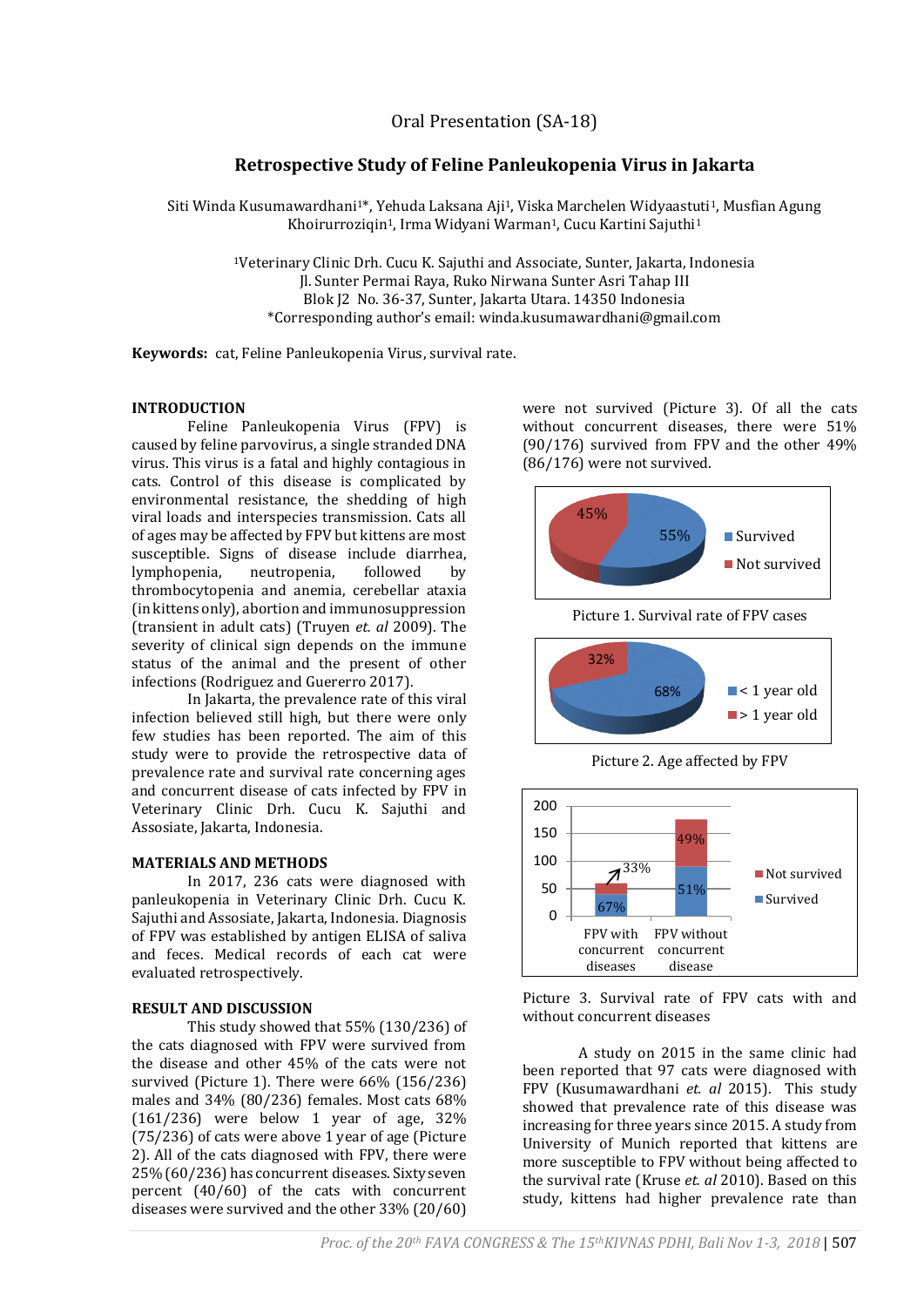Oral Presentation (SA-18)

# Retrospective Study of Feline Panleukopenia Virus in Jakarta

Siti Winda Kusumawardhani[1]*, Yehuda Laksana Aji[1], Viska Marchelen Widyaastuti[1], Musfian Agung Khoirurroziqin[1], Irma Widyani Warman[1], Cucu Kartini Sajuthi[1]

[1]Veterinary Clinic Drh. Cucu K. Sajuthi and Associate, Sunter, Jakarta, Indonesia
Jl. Sunter Permai Raya, Ruko Nirwana Sunter Asri Tahap III
Blok J2 No. 36-37, Sunter, Jakarta Utara. 14350 Indonesia
*Corresponding author's email: winda.kusumawardhani@gmail.com

**Keywords:** cat, Feline Panleukopenia Virus, survival rate.

## INTRODUCTION

Feline Panleukopenia Virus (FPV) is caused by feline parvovirus, a single stranded DNA virus. This virus is a fatal and highly contagious in cats. Control of this disease is complicated by environmental resistance, the shedding of high viral loads and interspecies transmission. Cats all of ages may be affected by FPV but kittens are most susceptible. Signs of disease include diarrhea, lymphopenia, neutropenia, followed by thrombocytopenia and anemia, cerebellar ataxia (in kittens only), abortion and immunosuppression (transient in adult cats) (Truyen *et. al* 2009). The severity of clinical sign depends on the immune status of the animal and the present of other infections (Rodriguez and Guererro 2017).

In Jakarta, the prevalence rate of this viral infection believed still high, but there were only few studies has been reported. The aim of this study were to provide the retrospective data of prevalence rate and survival rate concerning ages and concurrent disease of cats infected by FPV in Veterinary Clinic Drh. Cucu K. Sajuthi and Assosiate, Jakarta, Indonesia.

## MATERIALS AND METHODS

In 2017, 236 cats were diagnosed with panleukopenia in Veterinary Clinic Drh. Cucu K. Sajuthi and Assosiate, Jakarta, Indonesia. Diagnosis of FPV was established by antigen ELISA of saliva and feces. Medical records of each cat were evaluated retrospectively.

## RESULT AND DISCUSSION

This study showed that 55% (130/236) of the cats diagnosed with FPV were survived from the disease and other 45% of the cats were not survived (Picture 1). There were 66% (156/236) males and 34% (80/236) females. Most cats 68% (161/236) were below 1 year of age, 32% (75/236) of cats were above 1 year of age (Picture 2). All of the cats diagnosed with FPV, there were 25% (60/236) has concurrent diseases. Sixty seven percent (40/60) of the cats with concurrent diseases were survived and the other 33% (20/60) were not survived (Picture 3). Of all the cats without concurrent diseases, there were 51% (90/176) survived from FPV and the other 49% (86/176) were not survived.

Picture 1. Survival rate of FPV cases

Picture 2. Age affected by FPV

Picture 3. Survival rate of FPV cats with and without concurrent diseases

A study on 2015 in the same clinic had been reported that 97 cats were diagnosed with FPV (Kusumawardhani *et. al* 2015). This study showed that prevalence rate of this disease was increasing for three years since 2015. A study from University of Munich reported that kittens are more susceptible to FPV without being affected to the survival rate (Kruse *et. al* 2010). Based on this study, kittens had higher prevalence rate than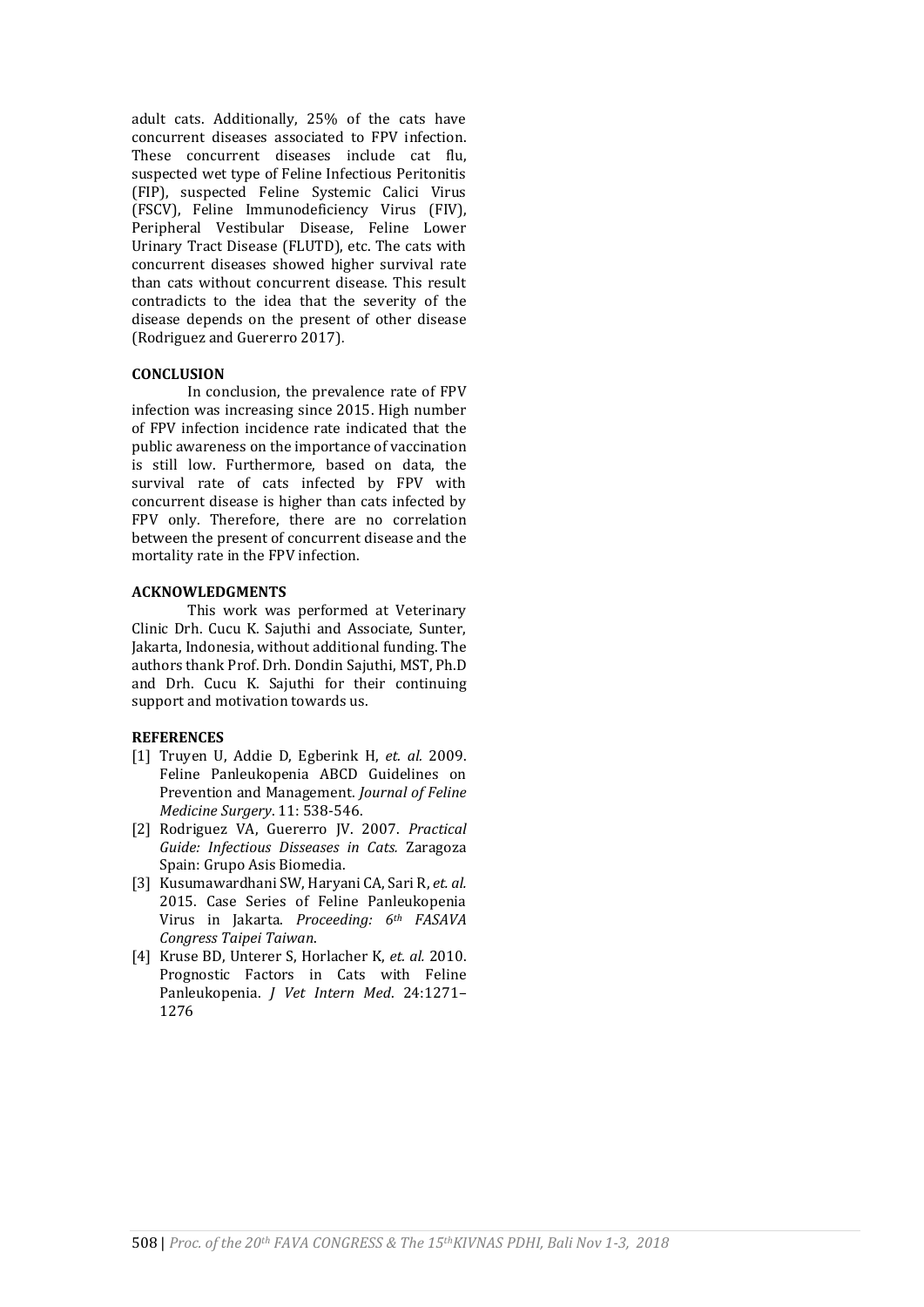adult cats. Additionally, 25% of the cats have concurrent diseases associated to FPV infection. These concurrent diseases include cat flu, suspected wet type of Feline Infectious Peritonitis (FIP), suspected Feline Systemic Calici Virus (FSCV), Feline Immunodeficiency Virus (FIV), Peripheral Vestibular Disease, Feline Lower Urinary Tract Disease (FLUTD), etc. The cats with concurrent diseases showed higher survival rate than cats without concurrent disease. This result contradicts to the idea that the severity of the disease depends on the present of other disease (Rodriguez and Guererro 2017).

**CONCLUSION**

In conclusion, the prevalence rate of FPV infection was increasing since 2015. High number of FPV infection incidence rate indicated that the public awareness on the importance of vaccination is still low. Furthermore, based on data, the survival rate of cats infected by FPV with concurrent disease is higher than cats infected by FPV only. Therefore, there are no correlation between the present of concurrent disease and the mortality rate in the FPV infection.

**ACKNOWLEDGMENTS**

This work was performed at Veterinary Clinic Drh. Cucu K. Sajuthi and Associate, Sunter, Jakarta, Indonesia, without additional funding. The authors thank Prof. Drh. Dondin Sajuthi, MST, Ph.D and Drh. Cucu K. Sajuthi for their continuing support and motivation towards us.

**REFERENCES**

[1] Truyen U, Addie D, Egberink H, *et. al.* 2009. Feline Panleukopenia ABCD Guidelines on Prevention and Management. *Journal of Feline Medicine Surgery*. 11: 538-546.

[2] Rodriguez VA, Guererro JV. 2007. *Practical Guide: Infectious Dissseases in Cats.* Zaragoza Spain: Grupo Asis Biomedia.

[3] Kusumawardhani SW, Haryani CA, Sari R, *et. al.* 2015. Case Series of Feline Panleukopenia Virus in Jakarta. *Proceeding: 6th FASAVA Congress Taipei Taiwan*.

[4] Kruse BD, Unterer S, Horlacher K, *et. al.* 2010. Prognostic Factors in Cats with Feline Panleukopenia. *J Vet Intern Med*. 24:1271–1276